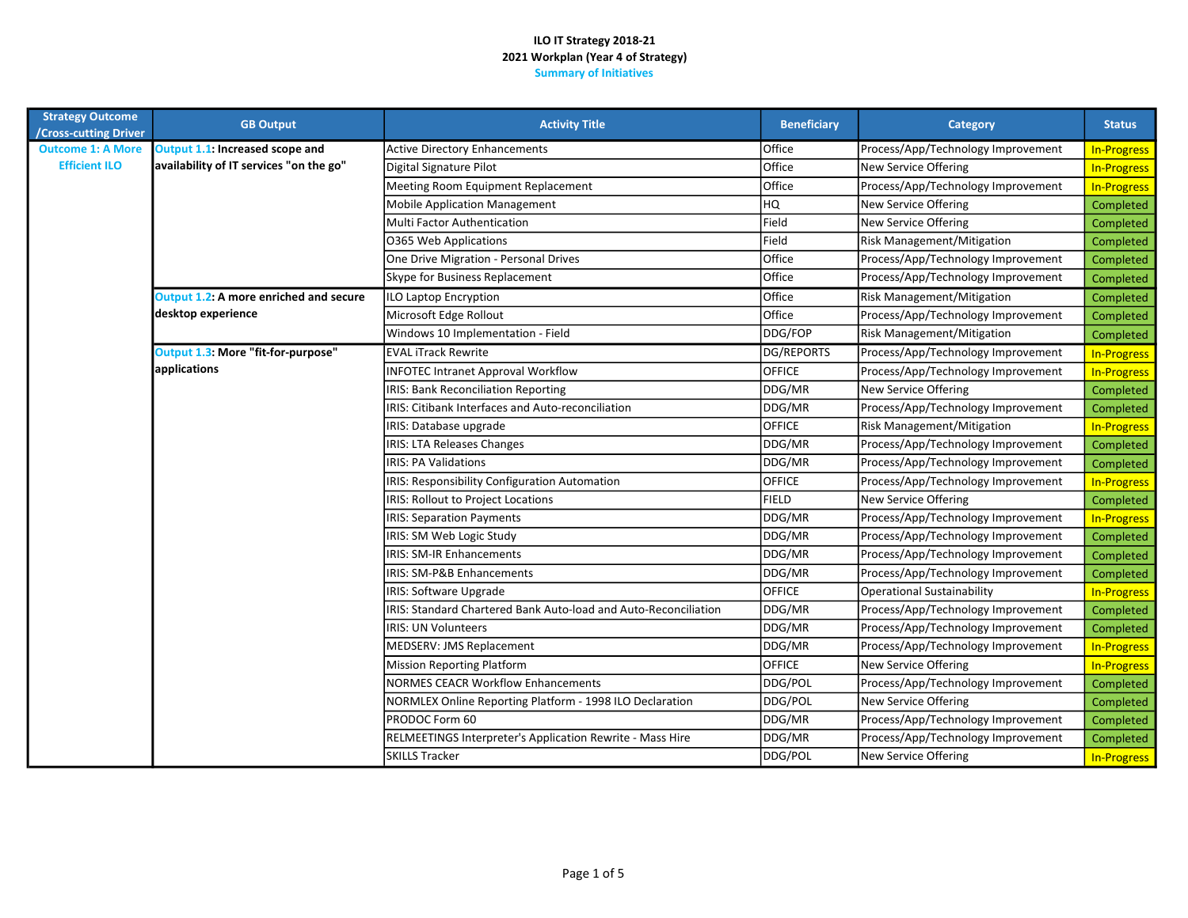**ILO IT Strategy 2018-21**

**2021 Workplan (Year 4 of Strategy)**

**Summary of Initiatives**

| Strategy Outcome /Cross-cutting Driver | GB Output | Activity Title | Beneficiary | Category | Status |
|---|---|---|---|---|---|
| Outcome 1: A More Efficient ILO | Output 1.1: Increased scope and availability of IT services "on the go" | Active Directory Enhancements | Office | Process/App/Technology Improvement | In-Progress |
| | | Digital Signature Pilot | Office | New Service Offering | In-Progress |
| | | Meeting Room Equipment Replacement | Office | Process/App/Technology Improvement | In-Progress |
| | | Mobile Application Management | HQ | New Service Offering | Completed |
| | | Multi Factor Authentication | Field | New Service Offering | Completed |
| | | O365 Web Applications | Field | Risk Management/Mitigation | Completed |
| | | One Drive Migration - Personal Drives | Office | Process/App/Technology Improvement | Completed |
| | | Skype for Business Replacement | Office | Process/App/Technology Improvement | Completed |
| | Output 1.2: A more enriched and secure desktop experience | ILO Laptop Encryption | Office | Risk Management/Mitigation | Completed |
| | | Microsoft Edge Rollout | Office | Process/App/Technology Improvement | Completed |
| | | Windows 10 Implementation - Field | DDG/FOP | Risk Management/Mitigation | Completed |
| | Output 1.3: More "fit-for-purpose" applications | EVAL iTrack Rewrite | DG/REPORTS | Process/App/Technology Improvement | In-Progress |
| | | INFOTEC Intranet Approval Workflow | OFFICE | Process/App/Technology Improvement | In-Progress |
| | | IRIS: Bank Reconciliation Reporting | DDG/MR | New Service Offering | Completed |
| | | IRIS: Citibank Interfaces and Auto-reconciliation | DDG/MR | Process/App/Technology Improvement | Completed |
| | | IRIS: Database upgrade | OFFICE | Risk Management/Mitigation | In-Progress |
| | | IRIS: LTA Releases Changes | DDG/MR | Process/App/Technology Improvement | Completed |
| | | IRIS: PA Validations | DDG/MR | Process/App/Technology Improvement | Completed |
| | | IRIS: Responsibility Configuration Automation | OFFICE | Process/App/Technology Improvement | In-Progress |
| | | IRIS: Rollout to Project Locations | FIELD | New Service Offering | Completed |
| | | IRIS: Separation Payments | DDG/MR | Process/App/Technology Improvement | In-Progress |
| | | IRIS: SM Web Logic Study | DDG/MR | Process/App/Technology Improvement | Completed |
| | | IRIS: SM-IR Enhancements | DDG/MR | Process/App/Technology Improvement | Completed |
| | | IRIS: SM-P&B Enhancements | DDG/MR | Process/App/Technology Improvement | Completed |
| | | IRIS: Software Upgrade | OFFICE | Operational Sustainability | In-Progress |
| | | IRIS: Standard Chartered Bank Auto-load and Auto-Reconciliation | DDG/MR | Process/App/Technology Improvement | Completed |
| | | IRIS: UN Volunteers | DDG/MR | Process/App/Technology Improvement | Completed |
| | | MEDSERV: JMS Replacement | DDG/MR | Process/App/Technology Improvement | In-Progress |
| | | Mission Reporting Platform | OFFICE | New Service Offering | In-Progress |
| | | NORMES CEACR Workflow Enhancements | DDG/POL | Process/App/Technology Improvement | Completed |
| | | NORMLEX Online Reporting Platform - 1998 ILO Declaration | DDG/POL | New Service Offering | Completed |
| | | PRODOC Form 60 | DDG/MR | Process/App/Technology Improvement | Completed |
| | | RELMEETINGS Interpreter's Application Rewrite - Mass Hire | DDG/MR | Process/App/Technology Improvement | Completed |
| | | SKILLS Tracker | DDG/POL | New Service Offering | In-Progress |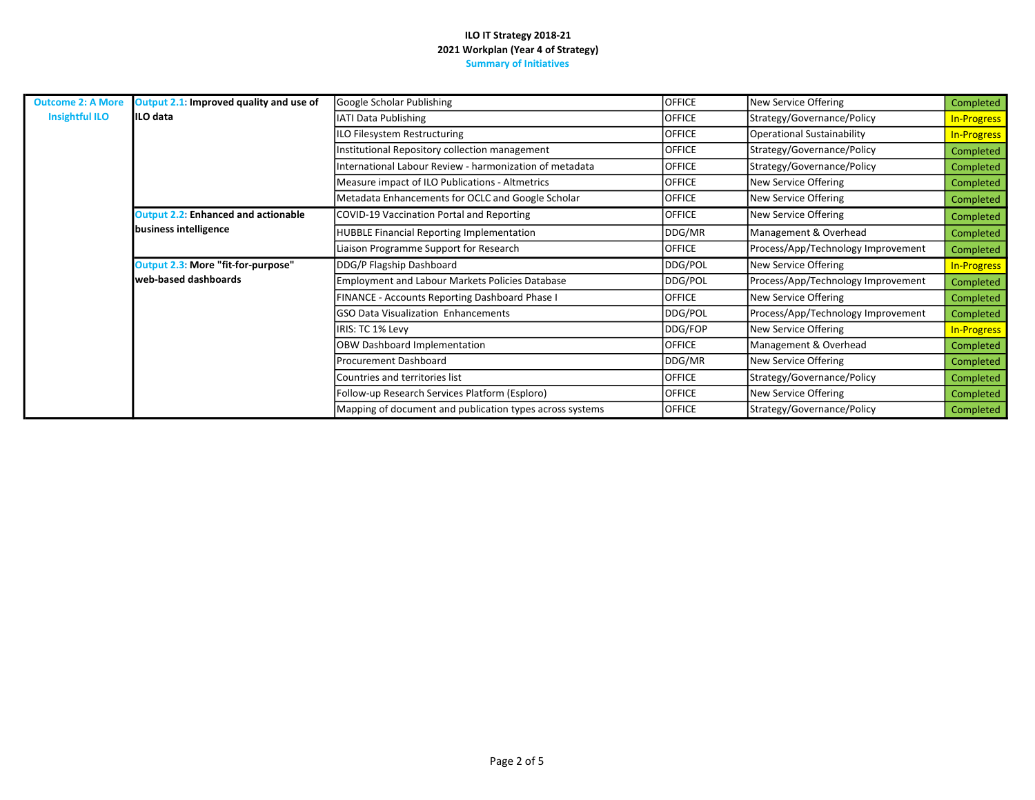**ILO IT Strategy 2018-21**
**2021 Workplan (Year 4 of Strategy)**
**Summary of Initiatives**

| | | | | | |
|---|---|---|---|---|---|
| Outcome 2: A More Insightful ILO | Output 2.1: **Improved quality and use of ILO data** | Google Scholar Publishing | OFFICE | New Service Offering | Completed |
| | | IATI Data Publishing | OFFICE | Strategy/Governance/Policy | In-Progress |
| | | ILO Filesystem Restructuring | OFFICE | Operational Sustainability | In-Progress |
| | | Institutional Repository collection management | OFFICE | Strategy/Governance/Policy | Completed |
| | | International Labour Review - harmonization of metadata | OFFICE | Strategy/Governance/Policy | Completed |
| | | Measure impact of ILO Publications - Altmetrics | OFFICE | New Service Offering | Completed |
| | | Metadata Enhancements for OCLC and Google Scholar | OFFICE | New Service Offering | Completed |
| | Output 2.2: **Enhanced and actionable business intelligence** | COVID-19 Vaccination Portal and Reporting | OFFICE | New Service Offering | Completed |
| | | HUBBLE Financial Reporting Implementation | DDG/MR | Management & Overhead | Completed |
| | | Liaison Programme Support for Research | OFFICE | Process/App/Technology Improvement | Completed |
| | Output 2.3: **More "fit-for-purpose" web-based dashboards** | DDG/P Flagship Dashboard | DDG/POL | New Service Offering | In-Progress |
| | | Employment and Labour Markets Policies Database | DDG/POL | Process/App/Technology Improvement | Completed |
| | | FINANCE - Accounts Reporting Dashboard Phase I | OFFICE | New Service Offering | Completed |
| | | GSO Data Visualization Enhancements | DDG/POL | Process/App/Technology Improvement | Completed |
| | | IRIS: TC 1% Levy | DDG/FOP | New Service Offering | In-Progress |
| | | OBW Dashboard Implementation | OFFICE | Management & Overhead | Completed |
| | | Procurement Dashboard | DDG/MR | New Service Offering | Completed |
| | | Countries and territories list | OFFICE | Strategy/Governance/Policy | Completed |
| | | Follow-up Research Services Platform (Esploro) | OFFICE | New Service Offering | Completed |
| | | Mapping of document and publication types across systems | OFFICE | Strategy/Governance/Policy | Completed |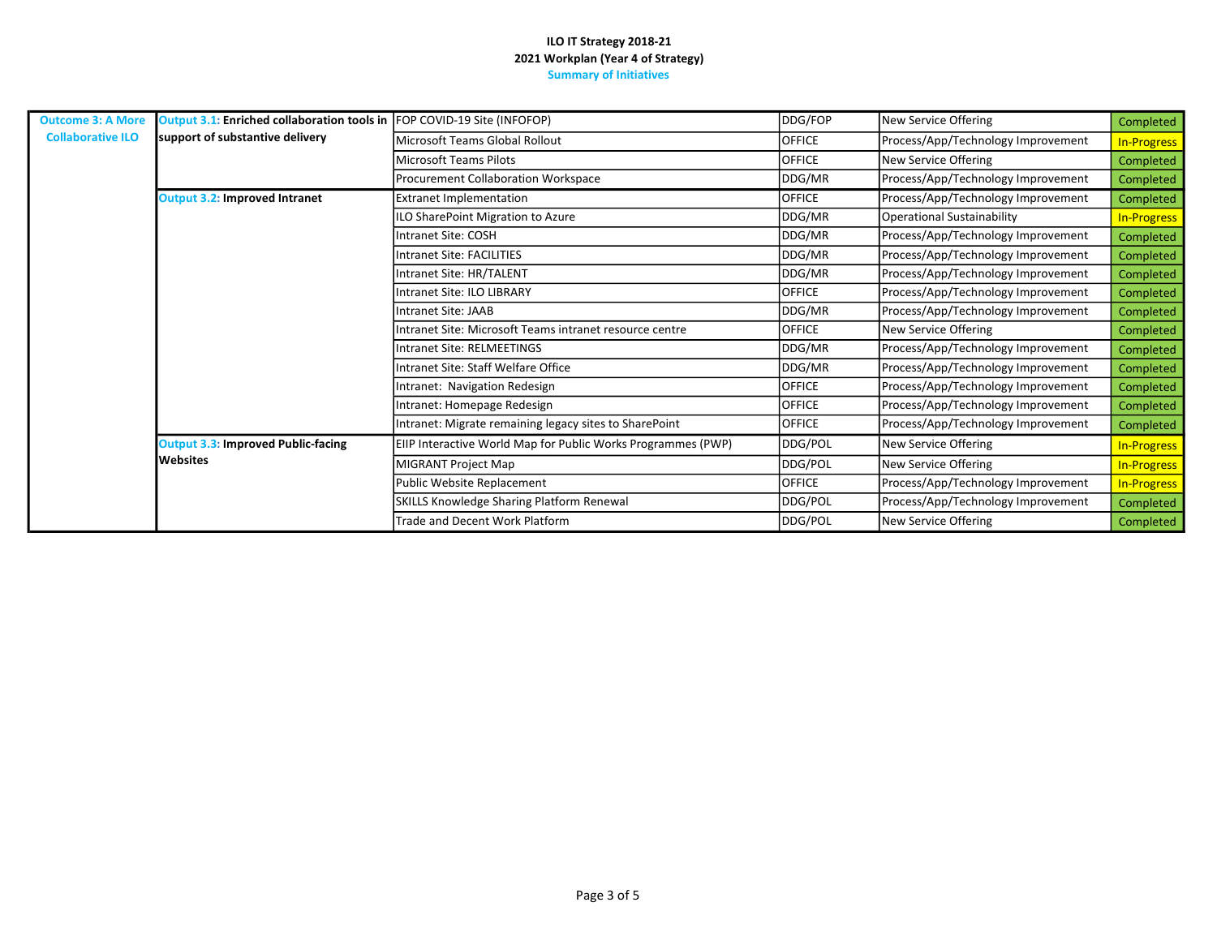**ILO IT Strategy 2018-21**
**2021 Workplan (Year 4 of Strategy)**
**Summary of Initiatives**

| Outcome | Output | Initiative | Sponsor | Type | Status |
|---|---|---|---|---|---|
| Outcome 3: A More Collaborative ILO | **Output 3.1:** **Enriched collaboration tools in support of substantive delivery** | FOP COVID-19 Site (INFOFOP) | DDG/FOP | New Service Offering | Completed |
| | | Microsoft Teams Global Rollout | OFFICE | Process/App/Technology Improvement | In-Progress |
| | | Microsoft Teams Pilots | OFFICE | New Service Offering | Completed |
| | | Procurement Collaboration Workspace | DDG/MR | Process/App/Technology Improvement | Completed |
| | **Output 3.2:** **Improved Intranet** | Extranet Implementation | OFFICE | Process/App/Technology Improvement | Completed |
| | | ILO SharePoint Migration to Azure | DDG/MR | Operational Sustainability | In-Progress |
| | | Intranet Site: COSH | DDG/MR | Process/App/Technology Improvement | Completed |
| | | Intranet Site: FACILITIES | DDG/MR | Process/App/Technology Improvement | Completed |
| | | Intranet Site: HR/TALENT | DDG/MR | Process/App/Technology Improvement | Completed |
| | | Intranet Site: ILO LIBRARY | OFFICE | Process/App/Technology Improvement | Completed |
| | | Intranet Site: JAAB | DDG/MR | Process/App/Technology Improvement | Completed |
| | | Intranet Site: Microsoft Teams intranet resource centre | OFFICE | New Service Offering | Completed |
| | | Intranet Site: RELMEETINGS | DDG/MR | Process/App/Technology Improvement | Completed |
| | | Intranet Site: Staff Welfare Office | DDG/MR | Process/App/Technology Improvement | Completed |
| | | Intranet: Navigation Redesign | OFFICE | Process/App/Technology Improvement | Completed |
| | | Intranet: Homepage Redesign | OFFICE | Process/App/Technology Improvement | Completed |
| | | Intranet: Migrate remaining legacy sites to SharePoint | OFFICE | Process/App/Technology Improvement | Completed |
| | **Output 3.3:** **Improved Public-facing Websites** | EIIP Interactive World Map for Public Works Programmes (PWP) | DDG/POL | New Service Offering | In-Progress |
| | | MIGRANT Project Map | DDG/POL | New Service Offering | In-Progress |
| | | Public Website Replacement | OFFICE | Process/App/Technology Improvement | In-Progress |
| | | SKILLS Knowledge Sharing Platform Renewal | DDG/POL | Process/App/Technology Improvement | Completed |
| | | Trade and Decent Work Platform | DDG/POL | New Service Offering | Completed |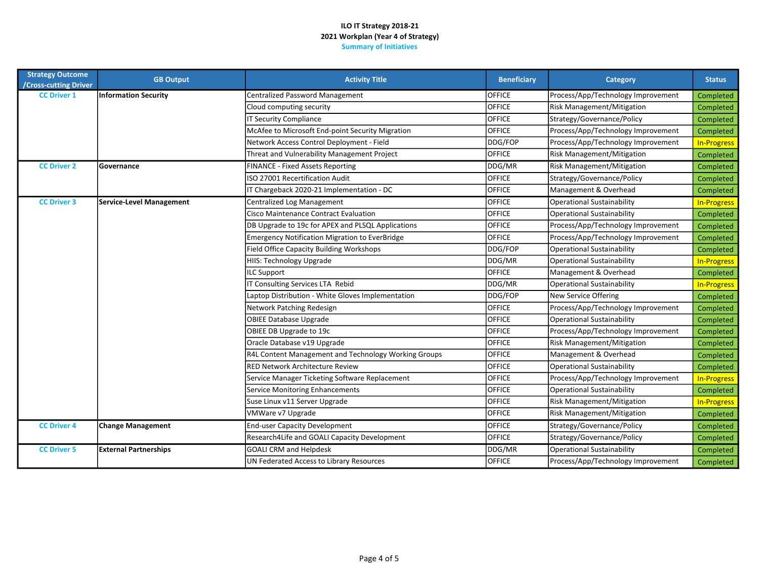**ILO IT Strategy 2018-21**
**2021 Workplan (Year 4 of Strategy)**
**Summary of Initiatives**

| Strategy Outcome /Cross-cutting Driver | GB Output | Activity Title | Beneficiary | Category | Status |
|---|---|---|---|---|---|
| CC Driver 1 | Information Security | Centralized Password Management | OFFICE | Process/App/Technology Improvement | Completed |
| | | Cloud computing security | OFFICE | Risk Management/Mitigation | Completed |
| | | IT Security Compliance | OFFICE | Strategy/Governance/Policy | Completed |
| | | McAfee to Microsoft End-point Security Migration | OFFICE | Process/App/Technology Improvement | Completed |
| | | Network Access Control Deployment - Field | DDG/FOP | Process/App/Technology Improvement | In-Progress |
| | | Threat and Vulnerability Management Project | OFFICE | Risk Management/Mitigation | Completed |
| CC Driver 2 | Governance | FINANCE - Fixed Assets Reporting | DDG/MR | Risk Management/Mitigation | Completed |
| | | ISO 27001 Recertification Audit | OFFICE | Strategy/Governance/Policy | Completed |
| | | IT Chargeback 2020-21 Implementation - DC | OFFICE | Management & Overhead | Completed |
| CC Driver 3 | Service-Level Management | Centralized Log Management | OFFICE | Operational Sustainability | In-Progress |
| | | Cisco Maintenance Contract Evaluation | OFFICE | Operational Sustainability | Completed |
| | | DB Upgrade to 19c for APEX and PLSQL Applications | OFFICE | Process/App/Technology Improvement | Completed |
| | | Emergency Notification Migration to EverBridge | OFFICE | Process/App/Technology Improvement | Completed |
| | | Field Office Capacity Building Workshops | DDG/FOP | Operational Sustainability | Completed |
| | | HIIS: Technology Upgrade | DDG/MR | Operational Sustainability | In-Progress |
| | | ILC Support | OFFICE | Management & Overhead | Completed |
| | | IT Consulting Services LTA Rebid | DDG/MR | Operational Sustainability | In-Progress |
| | | Laptop Distribution - White Gloves Implementation | DDG/FOP | New Service Offering | Completed |
| | | Network Patching Redesign | OFFICE | Process/App/Technology Improvement | Completed |
| | | OBIEE Database Upgrade | OFFICE | Operational Sustainability | Completed |
| | | OBIEE DB Upgrade to 19c | OFFICE | Process/App/Technology Improvement | Completed |
| | | Oracle Database v19 Upgrade | OFFICE | Risk Management/Mitigation | Completed |
| | | R4L Content Management and Technology Working Groups | OFFICE | Management & Overhead | Completed |
| | | RED Network Architecture Review | OFFICE | Operational Sustainability | Completed |
| | | Service Manager Ticketing Software Replacement | OFFICE | Process/App/Technology Improvement | In-Progress |
| | | Service Monitoring Enhancements | OFFICE | Operational Sustainability | Completed |
| | | Suse Linux v11 Server Upgrade | OFFICE | Risk Management/Mitigation | In-Progress |
| | | VMWare v7 Upgrade | OFFICE | Risk Management/Mitigation | Completed |
| CC Driver 4 | Change Management | End-user Capacity Development | OFFICE | Strategy/Governance/Policy | Completed |
| | | Research4Life and GOALI Capacity Development | OFFICE | Strategy/Governance/Policy | Completed |
| CC Driver 5 | External Partnerships | GOALI CRM and Helpdesk | DDG/MR | Operational Sustainability | Completed |
| | | UN Federated Access to Library Resources | OFFICE | Process/App/Technology Improvement | Completed |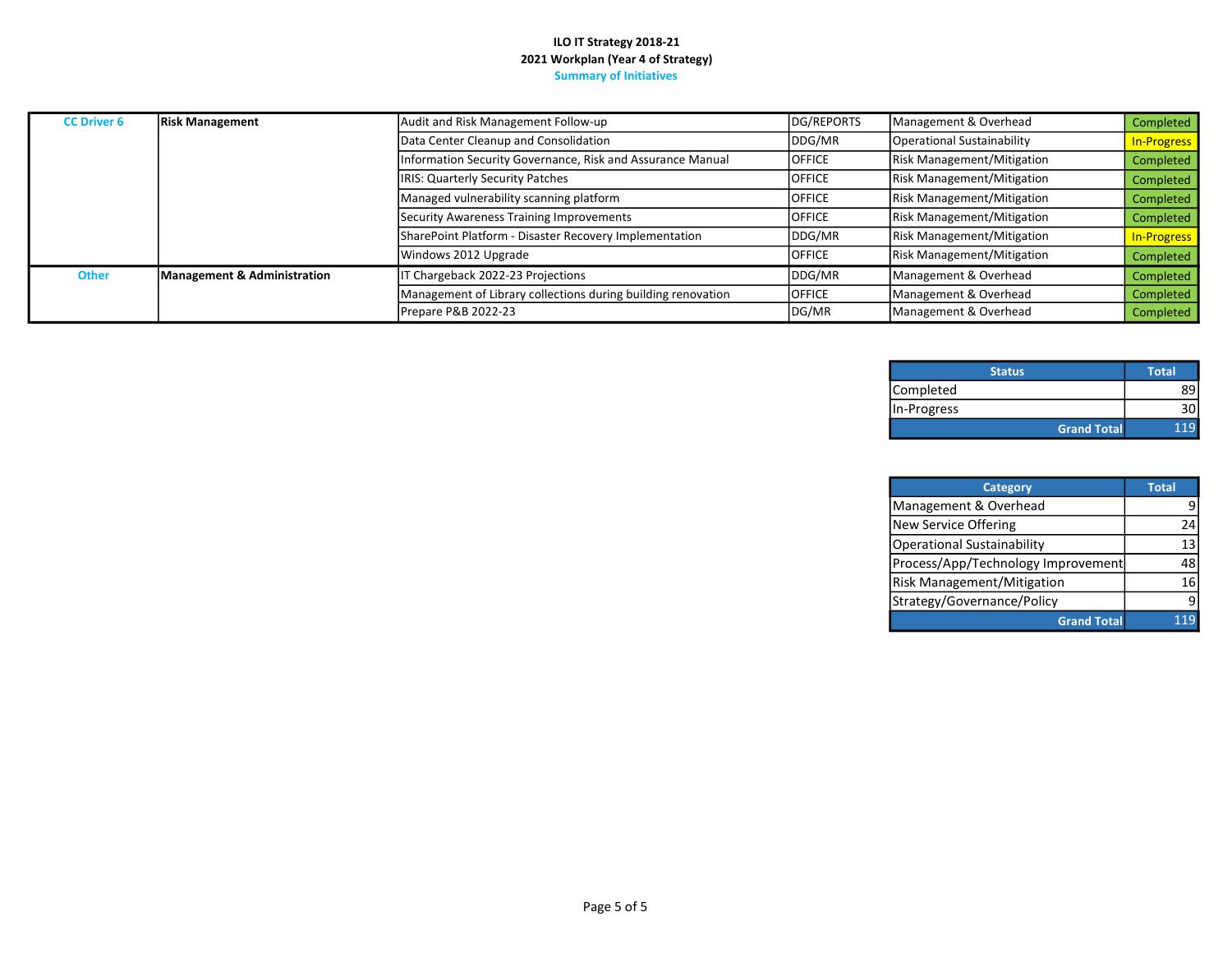**ILO IT Strategy 2018-21**

**2021 Workplan (Year 4 of Strategy)**

**Summary of Initiatives**

| | | | | | |
|---|---|---|---|---|---|
| CC Driver 6 | **Risk Management** | Audit and Risk Management Follow-up | DG/REPORTS | Management & Overhead | Completed |
| | | Data Center Cleanup and Consolidation | DDG/MR | Operational Sustainability | In-Progress |
| | | Information Security Governance, Risk and Assurance Manual | OFFICE | Risk Management/Mitigation | Completed |
| | | IRIS: Quarterly Security Patches | OFFICE | Risk Management/Mitigation | Completed |
| | | Managed vulnerability scanning platform | OFFICE | Risk Management/Mitigation | Completed |
| | | Security Awareness Training Improvements | OFFICE | Risk Management/Mitigation | Completed |
| | | SharePoint Platform - Disaster Recovery Implementation | DDG/MR | Risk Management/Mitigation | In-Progress |
| | | Windows 2012 Upgrade | OFFICE | Risk Management/Mitigation | Completed |
| Other | **Management & Administration** | IT Chargeback 2022-23 Projections | DDG/MR | Management & Overhead | Completed |
| | | Management of Library collections during building renovation | OFFICE | Management & Overhead | Completed |
| | | Prepare P&B 2022-23 | DG/MR | Management & Overhead | Completed |

| Status | Total |
|---|---|
| Completed | 89 |
| In-Progress | 30 |
| **Grand Total** | 119 |

| Category | Total |
|---|---|
| Management & Overhead | 9 |
| New Service Offering | 24 |
| Operational Sustainability | 13 |
| Process/App/Technology Improvement | 48 |
| Risk Management/Mitigation | 16 |
| Strategy/Governance/Policy | 9 |
| **Grand Total** | 119 |